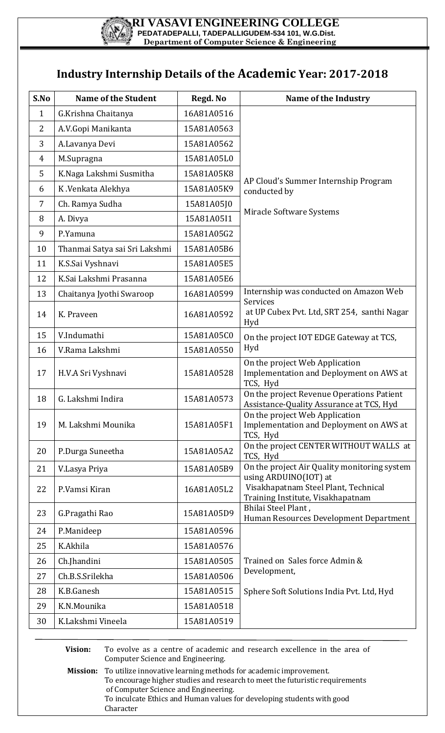# SRI VASAVI ENGINEERING COLLEGE

**PEDATADEPALLI, TADEPALLIGUDEM-534 101, W.G.Dist.**

**Department of Computer Science & Engineering**

## Industry Internship Details of the Academic Year: 2017-2018

| S.No | Name of the Student | Regd. No | Name of the Industry |
|---|---|---|---|
| 1 | G.Krishna Chaitanya | 16A81A0516 | AP Cloud's Summer Internship Program conducted by Miracle Software Systems |
| 2 | A.V.Gopi Manikanta | 15A81A0563 | |
| 3 | A.Lavanya Devi | 15A81A0562 | |
| 4 | M.Supragna | 15A81A05L0 | |
| 5 | K.Naga Lakshmi Susmitha | 15A81A05K8 | |
| 6 | K .Venkata Alekhya | 15A81A05K9 | |
| 7 | Ch. Ramya Sudha | 15A81A05J0 | |
| 8 | A. Divya | 15A81A05I1 | |
| 9 | P.Yamuna | 15A81A05G2 | |
| 10 | Thanmai Satya sai Sri Lakshmi | 15A81A05B6 | |
| 11 | K.S.Sai Vyshnavi | 15A81A05E5 | |
| 12 | K.Sai Lakshmi Prasanna | 15A81A05E6 | |
| 13 | Chaitanya Jyothi Swaroop | 16A81A0599 | Internship was conducted on Amazon Web Services at UP Cubex Pvt. Ltd, SRT 254, santhi Nagar Hyd |
| 14 | K. Praveen | 16A81A0592 | |
| 15 | V.Indumathi | 15A81A05C0 | On the project IOT EDGE Gateway at TCS, Hyd |
| 16 | V.Rama Lakshmi | 15A81A0550 | |
| 17 | H.V.A Sri Vyshnavi | 15A81A0528 | On the project Web Application Implementation and Deployment on AWS at TCS, Hyd |
| 18 | G. Lakshmi Indira | 15A81A0573 | On the project Revenue Operations Patient Assistance-Quality Assurance at TCS, Hyd |
| 19 | M. Lakshmi Mounika | 15A81A05F1 | On the project Web Application Implementation and Deployment on AWS at TCS, Hyd |
| 20 | P.Durga Suneetha | 15A81A05A2 | On the project CENTER WITHOUT WALLS at TCS, Hyd |
| 21 | V.Lasya Priya | 15A81A05B9 | On the project Air Quality monitoring system using ARDUINO(IOT) at Visakhapatnam Steel Plant, Technical Training Institute, Visakhapatnam |
| 22 | P.Vamsi Kiran | 16A81A05L2 | |
| 23 | G.Pragathi Rao | 15A81A05D9 | Bhilai Steel Plant , Human Resources Development Department |
| 24 | P.Manideep | 15A81A0596 | Trained on Sales force Admin & Development, Sphere Soft Solutions India Pvt. Ltd, Hyd |
| 25 | K.Akhila | 15A81A0576 | |
| 26 | Ch.Jhandini | 15A81A0505 | |
| 27 | Ch.B.S.Srilekha | 15A81A0506 | |
| 28 | K.B.Ganesh | 15A81A0515 | |
| 29 | K.N.Mounika | 15A81A0518 | |
| 30 | K.Lakshmi Vineela | 15A81A0519 | |

**Vision:** To evolve as a centre of academic and research excellence in the area of Computer Science and Engineering.

**Mission:** To utilize innovative learning methods for academic improvement.
To encourage higher studies and research to meet the futuristic requirements of Computer Science and Engineering.
To inculcate Ethics and Human values for developing students with good Character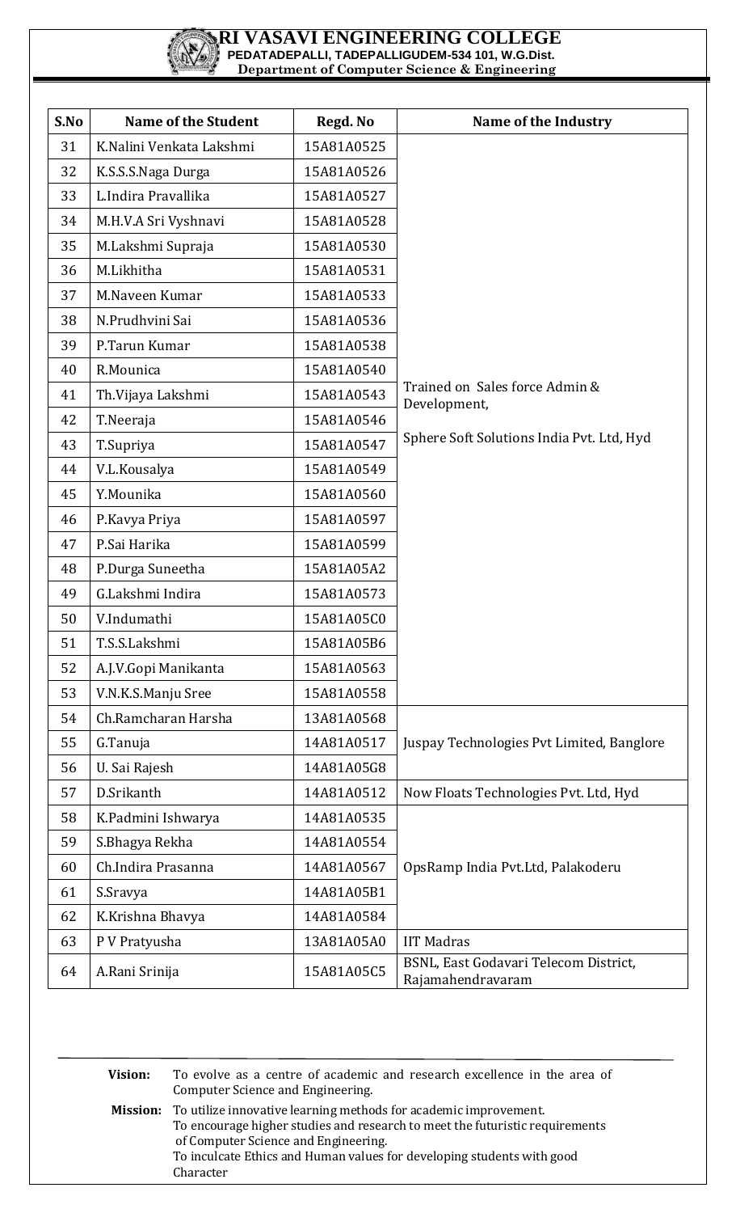# SRI VASAVI ENGINEERING COLLEGE

**PEDATADEPALLI, TADEPALLIGUDEM-534 101, W.G.Dist.**

**Department of Computer Science & Engineering**

| S.No | Name of the Student | Regd. No | Name of the Industry |
|---|---|---|---|
| 31 | K.Nalini Venkata Lakshmi | 15A81A0525 | Trained on Sales force Admin & Development, Sphere Soft Solutions India Pvt. Ltd, Hyd |
| 32 | K.S.S.S.Naga Durga | 15A81A0526 | |
| 33 | L.Indira Pravallika | 15A81A0527 | |
| 34 | M.H.V.A Sri Vyshnavi | 15A81A0528 | |
| 35 | M.Lakshmi Supraja | 15A81A0530 | |
| 36 | M.Likhitha | 15A81A0531 | |
| 37 | M.Naveen Kumar | 15A81A0533 | |
| 38 | N.Prudhvini Sai | 15A81A0536 | |
| 39 | P.Tarun Kumar | 15A81A0538 | |
| 40 | R.Mounica | 15A81A0540 | |
| 41 | Th.Vijaya Lakshmi | 15A81A0543 | |
| 42 | T.Neeraja | 15A81A0546 | |
| 43 | T.Supriya | 15A81A0547 | |
| 44 | V.L.Kousalya | 15A81A0549 | |
| 45 | Y.Mounika | 15A81A0560 | |
| 46 | P.Kavya Priya | 15A81A0597 | |
| 47 | P.Sai Harika | 15A81A0599 | |
| 48 | P.Durga Suneetha | 15A81A05A2 | |
| 49 | G.Lakshmi Indira | 15A81A0573 | |
| 50 | V.Indumathi | 15A81A05C0 | |
| 51 | T.S.S.Lakshmi | 15A81A05B6 | |
| 52 | A.J.V.Gopi Manikanta | 15A81A0563 | |
| 53 | V.N.K.S.Manju Sree | 15A81A0558 | |
| 54 | Ch.Ramcharan Harsha | 13A81A0568 | Juspay Technologies Pvt Limited, Banglore |
| 55 | G.Tanuja | 14A81A0517 | |
| 56 | U. Sai Rajesh | 14A81A05G8 | |
| 57 | D.Srikanth | 14A81A0512 | Now Floats Technologies Pvt. Ltd, Hyd |
| 58 | K.Padmini Ishwarya | 14A81A0535 | OpsRamp India Pvt.Ltd, Palakoderu |
| 59 | S.Bhagya Rekha | 14A81A0554 | |
| 60 | Ch.Indira Prasanna | 14A81A0567 | |
| 61 | S.Sravya | 14A81A05B1 | |
| 62 | K.Krishna Bhavya | 14A81A0584 | |
| 63 | P V Pratyusha | 13A81A05A0 | IIT Madras |
| 64 | A.Rani Srinija | 15A81A05C5 | BSNL, East Godavari Telecom District, Rajamahendravaram |

**Vision:** To evolve as a centre of academic and research excellence in the area of Computer Science and Engineering.

**Mission:** To utilize innovative learning methods for academic improvement.
To encourage higher studies and research to meet the futuristic requirements of Computer Science and Engineering.
To inculcate Ethics and Human values for developing students with good Character